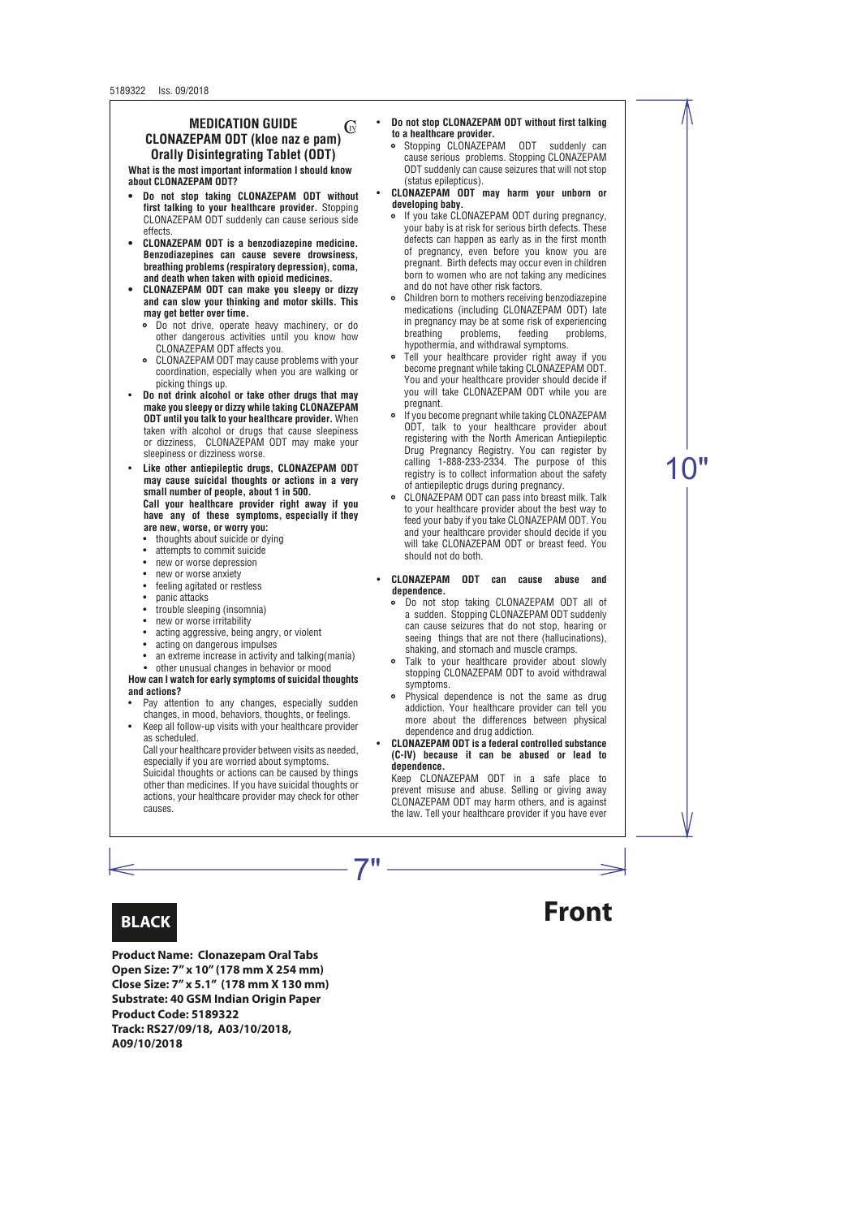5189322 Iss. 09/2018

# MEDICATION GUIDE
## CLONAZEPAM ODT (kloe naz e pam) CIV
## Orally Disintegrating Tablet (ODT)

**What is the most important information I should know about CLONAZEPAM ODT?**

- **Do not stop taking CLONAZEPAM ODT without first talking to your healthcare provider.** Stopping CLONAZEPAM ODT suddenly can cause serious side effects.
- **CLONAZEPAM ODT is a benzodiazepine medicine. Benzodiazepines can cause severe drowsiness, breathing problems (respiratory depression), coma, and death when taken with opioid medicines.**
- **CLONAZEPAM ODT can make you sleepy or dizzy and can slow your thinking and motor skills. This may get better over time.**
  - Do not drive, operate heavy machinery, or do other dangerous activities until you know how CLONAZEPAM ODT affects you.
  - CLONAZEPAM ODT may cause problems with your coordination, especially when you are walking or picking things up.
- **Do not drink alcohol or take other drugs that may make you sleepy or dizzy while taking CLONAZEPAM ODT until you talk to your healthcare provider.** When taken with alcohol or drugs that cause sleepiness or dizziness, CLONAZEPAM ODT may make your sleepiness or dizziness worse.
- **Like other antiepileptic drugs, CLONAZEPAM ODT may cause suicidal thoughts or actions in a very small number of people, about 1 in 500.**
  **Call your healthcare provider right away if you have any of these symptoms, especially if they are new, worse, or worry you:**
  - thoughts about suicide or dying
  - attempts to commit suicide
  - new or worse depression
  - new or worse anxiety
  - feeling agitated or restless
  - panic attacks
  - trouble sleeping (insomnia)
  - new or worse irritability
  - acting aggressive, being angry, or violent
  - acting on dangerous impulses
  - an extreme increase in activity and talking(mania)
  - other unusual changes in behavior or mood

**How can I watch for early symptoms of suicidal thoughts and actions?**

- Pay attention to any changes, especially sudden changes, in mood, behaviors, thoughts, or feelings.
- Keep all follow-up visits with your healthcare provider as scheduled.
  Call your healthcare provider between visits as needed, especially if you are worried about symptoms.
  Suicidal thoughts or actions can be caused by things other than medicines. If you have suicidal thoughts or actions, your healthcare provider may check for other causes.

- **Do not stop CLONAZEPAM ODT without first talking to a healthcare provider.**
  - Stopping CLONAZEPAM ODT suddenly can cause serious problems. Stopping CLONAZEPAM ODT suddenly can cause seizures that will not stop (status epilepticus).
- **CLONAZEPAM ODT may harm your unborn or developing baby.**
  - If you take CLONAZEPAM ODT during pregnancy, your baby is at risk for serious birth defects. These defects can happen as early as in the first month of pregnancy, even before you know you are pregnant. Birth defects may occur even in children born to women who are not taking any medicines and do not have other risk factors.
  - Children born to mothers receiving benzodiazepine medications (including CLONAZEPAM ODT) late in pregnancy may be at some risk of experiencing breathing problems, feeding problems, hypothermia, and withdrawal symptoms.
  - Tell your healthcare provider right away if you become pregnant while taking CLONAZEPAM ODT. You and your healthcare provider should decide if you will take CLONAZEPAM ODT while you are pregnant.
  - If you become pregnant while taking CLONAZEPAM ODT, talk to your healthcare provider about registering with the North American Antiepileptic Drug Pregnancy Registry. You can register by calling 1-888-233-2334. The purpose of this registry is to collect information about the safety of antiepileptic drugs during pregnancy.
  - CLONAZEPAM ODT can pass into breast milk. Talk to your healthcare provider about the best way to feed your baby if you take CLONAZEPAM ODT. You and your healthcare provider should decide if you will take CLONAZEPAM ODT or breast feed. You should not do both.
- **CLONAZEPAM ODT can cause abuse and dependence.**
  - Do not stop taking CLONAZEPAM ODT all of a sudden. Stopping CLONAZEPAM ODT suddenly can cause seizures that do not stop, hearing or seeing things that are not there (hallucinations), shaking, and stomach and muscle cramps.
  - Talk to your healthcare provider about slowly stopping CLONAZEPAM ODT to avoid withdrawal symptoms.
  - Physical dependence is not the same as drug addiction. Your healthcare provider can tell you more about the differences between physical dependence and drug addiction.
- **CLONAZEPAM ODT is a federal controlled substance (C-IV) because it can be abused or lead to dependence.**
  Keep CLONAZEPAM ODT in a safe place to prevent misuse and abuse. Selling or giving away CLONAZEPAM ODT may harm others, and is against the law. Tell your healthcare provider if you have ever

7"

10"

BLACK

Front

**Product Name: Clonazepam Oral Tabs**
**Open Size: 7" x 10" (178 mm X 254 mm)**
**Close Size: 7" x 5.1" (178 mm X 130 mm)**
**Substrate: 40 GSM Indian Origin Paper**
**Product Code: 5189322**
**Track: RS27/09/18, A03/10/2018, A09/10/2018**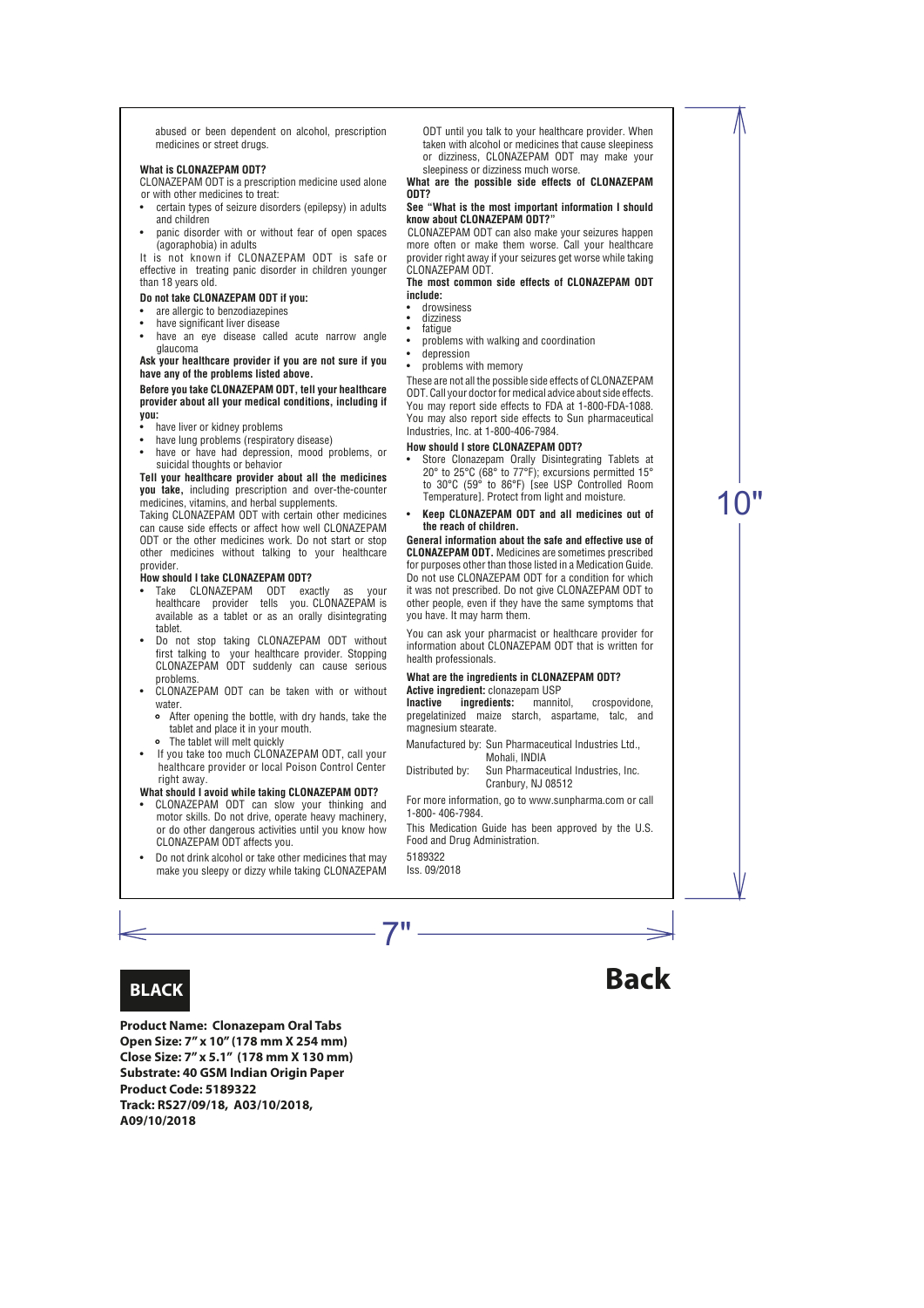abused or been dependent on alcohol, prescription medicines or street drugs.

**What is CLONAZEPAM ODT?**

CLONAZEPAM ODT is a prescription medicine used alone or with other medicines to treat:

- certain types of seizure disorders (epilepsy) in adults and children
- panic disorder with or without fear of open spaces (agoraphobia) in adults

It is not known if CLONAZEPAM ODT is safe or effective in treating panic disorder in children younger than 18 years old.

**Do not take CLONAZEPAM ODT if you:**

- are allergic to benzodiazepines
- have significant liver disease
- have an eye disease called acute narrow angle glaucoma

**Ask your healthcare provider if you are not sure if you have any of the problems listed above.**

**Before you take CLONAZEPAM ODT, tell your healthcare provider about all your medical conditions, including if you:**

- have liver or kidney problems
- have lung problems (respiratory disease)
- have or have had depression, mood problems, or suicidal thoughts or behavior

**Tell your healthcare provider about all the medicines you take,** including prescription and over-the-counter medicines, vitamins, and herbal supplements.

Taking CLONAZEPAM ODT with certain other medicines can cause side effects or affect how well CLONAZEPAM ODT or the other medicines work. Do not start or stop other medicines without talking to your healthcare provider.

**How should I take CLONAZEPAM ODT?**

- Take CLONAZEPAM ODT exactly as your healthcare provider tells you. CLONAZEPAM is available as a tablet or as an orally disintegrating tablet.
- Do not stop taking CLONAZEPAM ODT without first talking to your healthcare provider. Stopping CLONAZEPAM ODT suddenly can cause serious problems.
- CLONAZEPAM ODT can be taken with or without water.
  - After opening the bottle, with dry hands, take the tablet and place it in your mouth.
  - The tablet will melt quickly
- If you take too much CLONAZEPAM ODT, call your healthcare provider or local Poison Control Center right away.

**What should I avoid while taking CLONAZEPAM ODT?**

- CLONAZEPAM ODT can slow your thinking and motor skills. Do not drive, operate heavy machinery, or do other dangerous activities until you know how CLONAZEPAM ODT affects you.
- Do not drink alcohol or take other medicines that may make you sleepy or dizzy while taking CLONAZEPAM ODT until you talk to your healthcare provider. When taken with alcohol or medicines that cause sleepiness or dizziness, CLONAZEPAM ODT may make your sleepiness or dizziness much worse.

**What are the possible side effects of CLONAZEPAM ODT?**

**See "What is the most important information I should know about CLONAZEPAM ODT?"**

CLONAZEPAM ODT can also make your seizures happen more often or make them worse. Call your healthcare provider right away if your seizures get worse while taking CLONAZEPAM ODT.

**The most common side effects of CLONAZEPAM ODT include:**

- drowsiness
- dizziness
- fatigue
- problems with walking and coordination
- depression
- problems with memory

These are not all the possible side effects of CLONAZEPAM ODT. Call your doctor for medical advice about side effects. You may report side effects to FDA at 1-800-FDA-1088. You may also report side effects to Sun pharmaceutical Industries, Inc. at 1-800-406-7984.

**How should I store CLONAZEPAM ODT?**

- Store Clonazepam Orally Disintegrating Tablets at 20° to 25°C (68° to 77°F); excursions permitted 15° to 30°C (59° to 86°F) [see USP Controlled Room Temperature]. Protect from light and moisture.
- **Keep CLONAZEPAM ODT and all medicines out of the reach of children.**

**General information about the safe and effective use of CLONAZEPAM ODT.** Medicines are sometimes prescribed for purposes other than those listed in a Medication Guide. Do not use CLONAZEPAM ODT for a condition for which it was not prescribed. Do not give CLONAZEPAM ODT to other people, even if they have the same symptoms that you have. It may harm them.

You can ask your pharmacist or healthcare provider for information about CLONAZEPAM ODT that is written for health professionals.

**What are the ingredients in CLONAZEPAM ODT?**

**Active ingredient:** clonazepam USP

**Inactive ingredients:** mannitol, crospovidone, pregelatinized maize starch, aspartame, talc, and magnesium stearate.

Manufactured by: Sun Pharmaceutical Industries Ltd., Mohali, INDIA

Distributed by: Sun Pharmaceutical Industries, Inc. Cranbury, NJ 08512

For more information, go to www.sunpharma.com or call 1-800- 406-7984.

This Medication Guide has been approved by the U.S. Food and Drug Administration.

5189322

Iss. 09/2018

7"

10"

**BLACK**

**Back**

**Product Name: Clonazepam Oral Tabs**
**Open Size: 7" x 10" (178 mm X 254 mm)**
**Close Size: 7" x 5.1" (178 mm X 130 mm)**
**Substrate: 40 GSM Indian Origin Paper**
**Product Code: 5189322**
**Track: RS27/09/18, A03/10/2018, A09/10/2018**